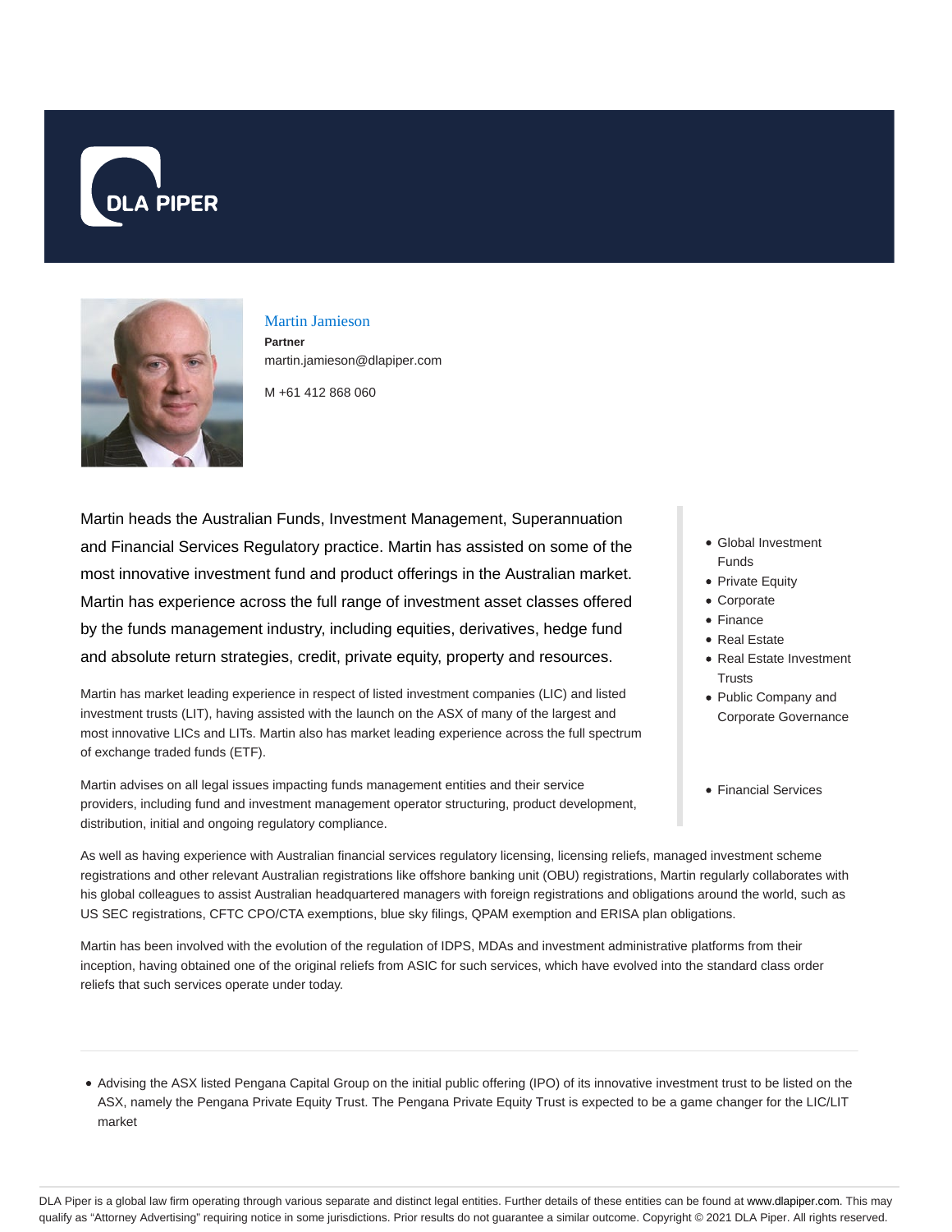## Martin Jamieson

**Partner**

martin.jamieson@dlapiper.com

M +61 412 868 060

Martin heads the Australian Funds, Investment Management, Superannuation and Financial Services Regulatory practice. Martin has assisted on some of the most innovative investment fund and product offerings in the Australian market. Martin has experience across the full range of investment asset classes offered by the funds management industry, including equities, derivatives, hedge fund and absolute return strategies, credit, private equity, property and resources.

Martin has market leading experience in respect of listed investment companies (LIC) and listed investment trusts (LIT), having assisted with the launch on the ASX of many of the largest and most innovative LICs and LITs. Martin also has market leading experience across the full spectrum of exchange traded funds (ETF).

Martin advises on all legal issues impacting funds management entities and their service providers, including fund and investment management operator structuring, product development, distribution, initial and ongoing regulatory compliance.

- Global Investment Funds
- Private Equity
- Corporate
- Finance
- Real Estate
- Real Estate Investment Trusts
- Public Company and Corporate Governance

- Financial Services

As well as having experience with Australian financial services regulatory licensing, licensing reliefs, managed investment scheme registrations and other relevant Australian registrations like offshore banking unit (OBU) registrations, Martin regularly collaborates with his global colleagues to assist Australian headquartered managers with foreign registrations and obligations around the world, such as US SEC registrations, CFTC CPO/CTA exemptions, blue sky filings, QPAM exemption and ERISA plan obligations.

Martin has been involved with the evolution of the regulation of IDPS, MDAs and investment administrative platforms from their inception, having obtained one of the original reliefs from ASIC for such services, which have evolved into the standard class order reliefs that such services operate under today.

---

- Advising the ASX listed Pengana Capital Group on the initial public offering (IPO) of its innovative investment trust to be listed on the ASX, namely the Pengana Private Equity Trust. The Pengana Private Equity Trust is expected to be a game changer for the LIC/LIT market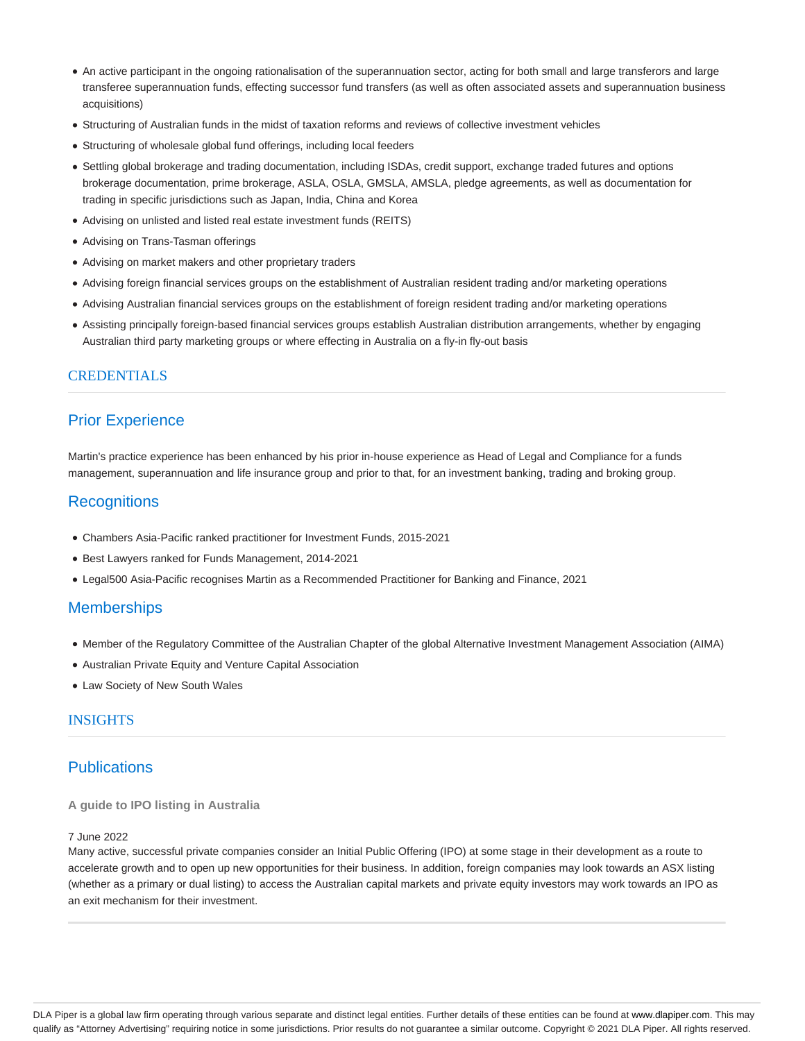- An active participant in the ongoing rationalisation of the superannuation sector, acting for both small and large transferors and large transferee superannuation funds, effecting successor fund transfers (as well as often associated assets and superannuation business acquisitions)
- Structuring of Australian funds in the midst of taxation reforms and reviews of collective investment vehicles
- Structuring of wholesale global fund offerings, including local feeders
- Settling global brokerage and trading documentation, including ISDAs, credit support, exchange traded futures and options brokerage documentation, prime brokerage, ASLA, OSLA, GMSLA, AMSLA, pledge agreements, as well as documentation for trading in specific jurisdictions such as Japan, India, China and Korea
- Advising on unlisted and listed real estate investment funds (REITS)
- Advising on Trans-Tasman offerings
- Advising on market makers and other proprietary traders
- Advising foreign financial services groups on the establishment of Australian resident trading and/or marketing operations
- Advising Australian financial services groups on the establishment of foreign resident trading and/or marketing operations
- Assisting principally foreign-based financial services groups establish Australian distribution arrangements, whether by engaging Australian third party marketing groups or where effecting in Australia on a fly-in fly-out basis

## CREDENTIALS

### Prior Experience

Martin's practice experience has been enhanced by his prior in-house experience as Head of Legal and Compliance for a funds management, superannuation and life insurance group and prior to that, for an investment banking, trading and broking group.

### Recognitions

- Chambers Asia-Pacific ranked practitioner for Investment Funds, 2015-2021
- Best Lawyers ranked for Funds Management, 2014-2021
- Legal500 Asia-Pacific recognises Martin as a Recommended Practitioner for Banking and Finance, 2021

### Memberships

- Member of the Regulatory Committee of the Australian Chapter of the global Alternative Investment Management Association (AIMA)
- Australian Private Equity and Venture Capital Association
- Law Society of New South Wales

## INSIGHTS

### Publications

**A guide to IPO listing in Australia**

7 June 2022
Many active, successful private companies consider an Initial Public Offering (IPO) at some stage in their development as a route to accelerate growth and to open up new opportunities for their business. In addition, foreign companies may look towards an ASX listing (whether as a primary or dual listing) to access the Australian capital markets and private equity investors may work towards an IPO as an exit mechanism for their investment.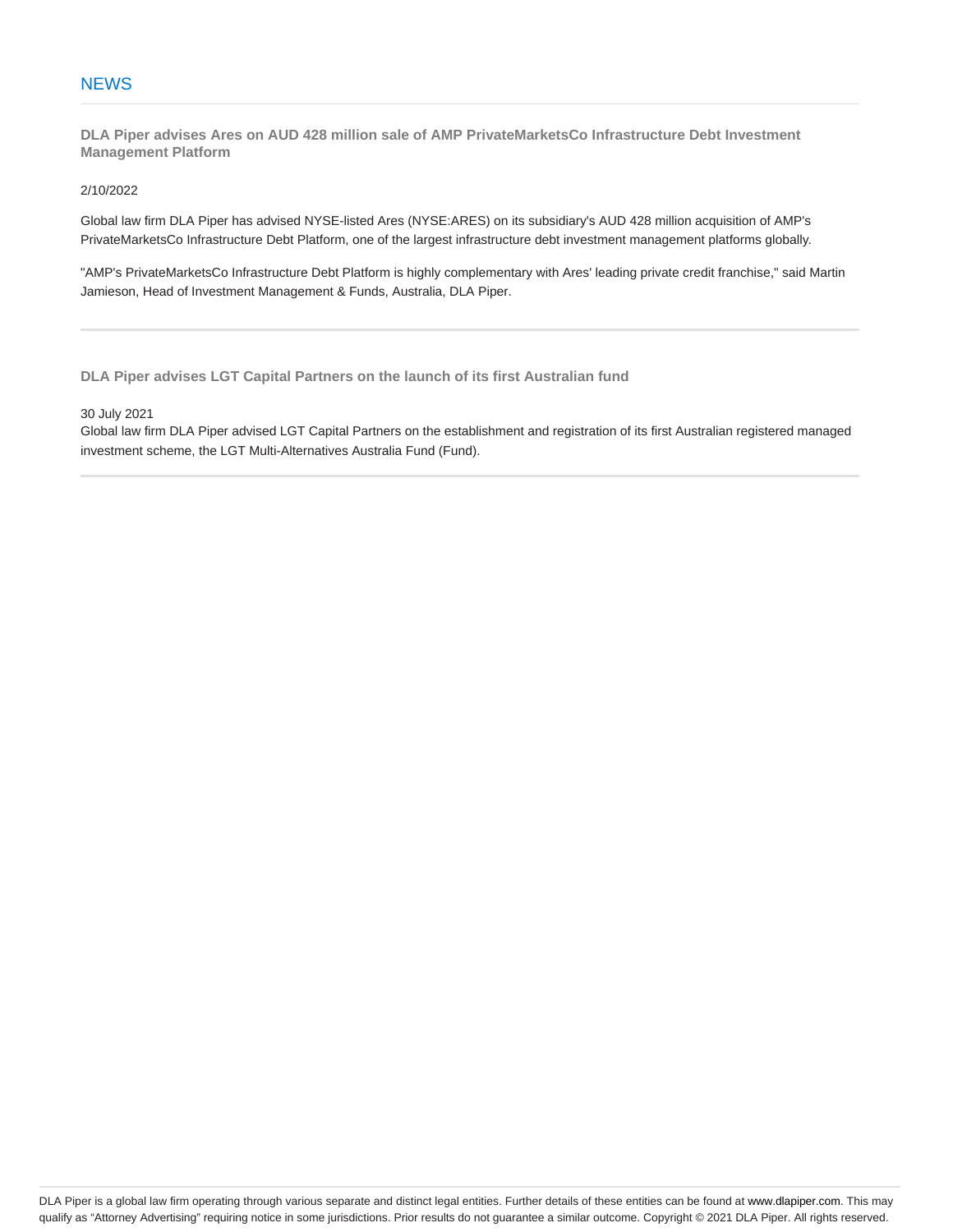## NEWS

### DLA Piper advises Ares on AUD 428 million sale of AMP PrivateMarketsCo Infrastructure Debt Investment Management Platform

2/10/2022

Global law firm DLA Piper has advised NYSE-listed Ares (NYSE:ARES) on its subsidiary's AUD 428 million acquisition of AMP's PrivateMarketsCo Infrastructure Debt Platform, one of the largest infrastructure debt investment management platforms globally.

"AMP's PrivateMarketsCo Infrastructure Debt Platform is highly complementary with Ares' leading private credit franchise," said Martin Jamieson, Head of Investment Management & Funds, Australia, DLA Piper.

---

### DLA Piper advises LGT Capital Partners on the launch of its first Australian fund

30 July 2021

Global law firm DLA Piper advised LGT Capital Partners on the establishment and registration of its first Australian registered managed investment scheme, the LGT Multi-Alternatives Australia Fund (Fund).

---

DLA Piper is a global law firm operating through various separate and distinct legal entities. Further details of these entities can be found at www.dlapiper.com. This may qualify as "Attorney Advertising" requiring notice in some jurisdictions. Prior results do not guarantee a similar outcome. Copyright © 2021 DLA Piper. All rights reserved.